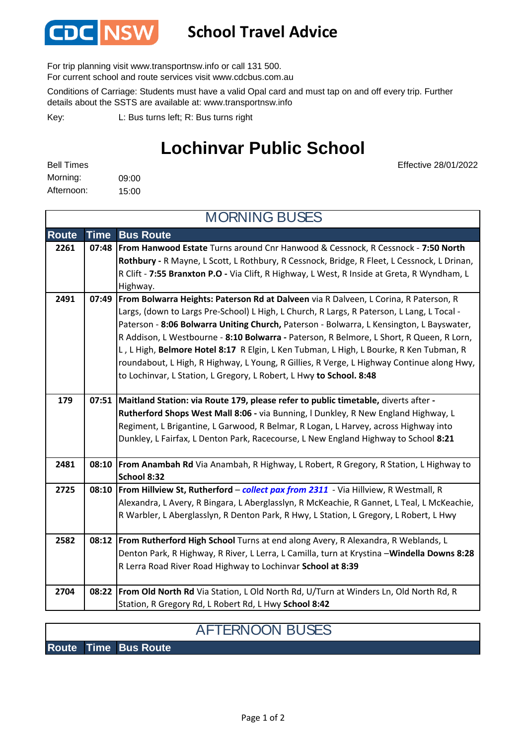CDC NSW

# School Travel Advice

For trip planning visit www.transportnsw.info or call 131 500.
For current school and route services visit www.cdcbus.com.au

Conditions of Carriage: Students must have a valid Opal card and must tap on and off every trip. Further details about the SSTS are available at: www.transportnsw.info

Key: L: Bus turns left; R: Bus turns right

## Lochinvar Public School

Effective 28/01/2022

Bell Times
Morning: 09:00
Afternoon: 15:00

### MORNING BUSES

| Route | Time | Bus Route |
|---|---|---|
| 2261 | 07:48 | **From Hanwood Estate** Turns around Cnr Hanwood & Cessnock, R Cessnock - **7:50 North Rothbury -** R Mayne, L Scott, L Rothbury, R Cessnock, Bridge, R Fleet, L Cessnock, L Drinan, R Clift - **7:55 Branxton P.O -** Via Clift, R Highway, L West, R Inside at Greta, R Wyndham, L Highway. |
| 2491 | 07:49 | **From Bolwarra Heights: Paterson Rd at Dalveen** via R Dalveen, L Corina, R Paterson, R Largs, (down to Largs Pre-School) L High, L Church, R Largs, R Paterson, L Lang, L Tocal - Paterson - **8:06 Bolwarra Uniting Church,** Paterson - Bolwarra, L Kensington, L Bayswater, R Addison, L Westbourne - **8:10 Bolwarra -** Paterson, R Belmore, L Short, R Queen, R Lorn, L , L High, **Belmore Hotel 8:17** R Elgin, L Ken Tubman, L High, L Bourke, R Ken Tubman, R roundabout, L High, R Highway, L Young, R Gillies, R Verge, L Highway Continue along Hwy, to Lochinvar, L Station, L Gregory, L Robert, L Hwy **to School. 8:48** |
| 179 | 07:51 | **Maitland Station: via Route 179, please refer to public timetable,** diverts after **- Rutherford Shops West Mall 8:06 -** via Bunning, l Dunkley, R New England Highway, L Regiment, L Brigantine, L Garwood, R Belmar, R Logan, L Harvey, across Highway into Dunkley, L Fairfax, L Denton Park, Racecourse, L New England Highway to School **8:21** |
| 2481 | 08:10 | **From Anambah Rd** Via Anambah, R Highway, L Robert, R Gregory, R Station, L Highway to **School 8:32** |
| 2725 | 08:10 | **From Hillview St, Rutherford** – ***collect pax from 2311*** - Via Hillview, R Westmall, R Alexandra, L Avery, R Bingara, L Aberglasslyn, R McKeachie, R Gannet, L Teal, L McKeachie, R Warbler, L Aberglasslyn, R Denton Park, R Hwy, L Station, L Gregory, L Robert, L Hwy |
| 2582 | 08:12 | **From Rutherford High School** Turns at end along Avery, R Alexandra, R Weblands, L Denton Park, R Highway, R River, L Lerra, L Camilla, turn at Krystina –**Windella Downs 8:28** R Lerra Road River Road Highway to Lochinvar **School at 8:39** |
| 2704 | 08:22 | **From Old North Rd** Via Station, L Old North Rd, U/Turn at Winders Ln, Old North Rd, R Station, R Gregory Rd, L Robert Rd, L Hwy **School 8:42** |

### AFTERNOON BUSES

| Route | Time | Bus Route |
|---|---|---|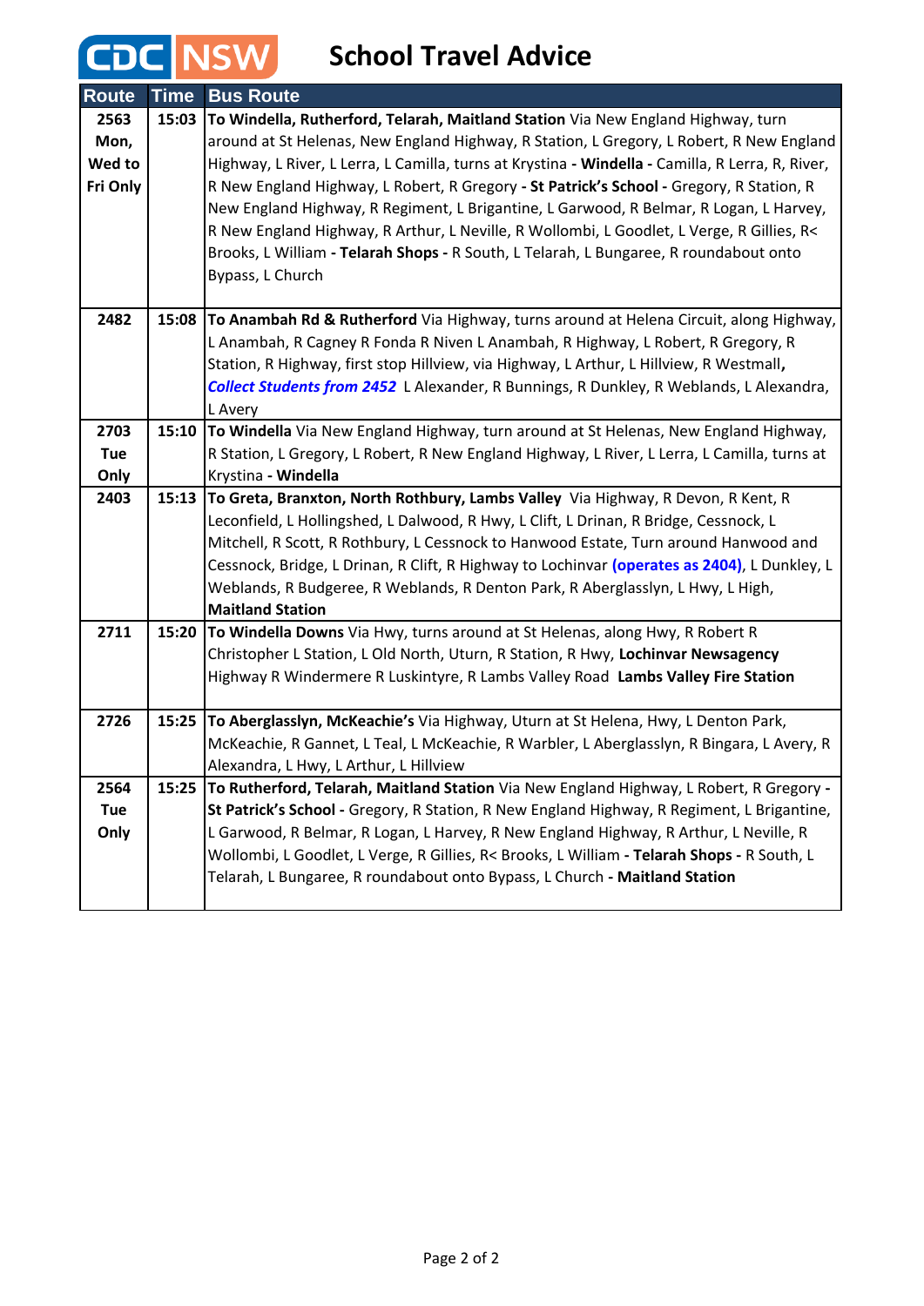# School Travel Advice

| Route | Time | Bus Route |
|---|---|---|
| 2563 Mon, Wed to Fri Only | 15:03 | **To Windella, Rutherford, Telarah, Maitland Station** Via New England Highway, turn around at St Helenas, New England Highway, R Station, L Gregory, L Robert, R New England Highway, L River, L Lerra, L Camilla, turns at Krystina **- Windella -** Camilla, R Lerra, R, River, R New England Highway, L Robert, R Gregory **- St Patrick's School -** Gregory, R Station, R New England Highway, R Regiment, L Brigantine, L Garwood, R Belmar, R Logan, L Harvey, R New England Highway, R Arthur, L Neville, R Wollombi, L Goodlet, L Verge, R Gillies, R< Brooks, L William **- Telarah Shops -** R South, L Telarah, L Bungaree, R roundabout onto Bypass, L Church |
| 2482 | 15:08 | **To Anambah Rd & Rutherford** Via Highway, turns around at Helena Circuit, along Highway, L Anambah, R Cagney R Fonda R Niven L Anambah, R Highway, L Robert, R Gregory, R Station, R Highway, first stop Hillview, via Highway, L Arthur, L Hillview, R Westmall**,** ***Collect Students from 2452*** L Alexander, R Bunnings, R Dunkley, R Weblands, L Alexandra, L Avery |
| 2703 Tue Only | 15:10 | **To Windella** Via New England Highway, turn around at St Helenas, New England Highway, R Station, L Gregory, L Robert, R New England Highway, L River, L Lerra, L Camilla, turns at Krystina **- Windella** |
| 2403 | 15:13 | **To Greta, Branxton, North Rothbury, Lambs Valley** Via Highway, R Devon, R Kent, R Leconfield, L Hollingshed, L Dalwood, R Hwy, L Clift, L Drinan, R Bridge, Cessnock, L Mitchell, R Scott, R Rothbury, L Cessnock to Hanwood Estate, Turn around Hanwood and Cessnock, Bridge, L Drinan, R Clift, R Highway to Lochinvar **(operates as 2404)**, L Dunkley, L Weblands, R Budgeree, R Weblands, R Denton Park, R Aberglasslyn, L Hwy, L High, **Maitland Station** |
| 2711 | 15:20 | **To Windella Downs** Via Hwy, turns around at St Helenas, along Hwy, R Robert R Christopher L Station, L Old North, Uturn, R Station, R Hwy, **Lochinvar Newsagency** Highway R Windermere R Luskintyre, R Lambs Valley Road **Lambs Valley Fire Station** |
| 2726 | 15:25 | **To Aberglasslyn, McKeachie's** Via Highway, Uturn at St Helena, Hwy, L Denton Park, McKeachie, R Gannet, L Teal, L McKeachie, R Warbler, L Aberglasslyn, R Bingara, L Avery, R Alexandra, L Hwy, L Arthur, L Hillview |
| 2564 Tue Only | 15:25 | **To Rutherford, Telarah, Maitland Station** Via New England Highway, L Robert, R Gregory **- St Patrick's School -** Gregory, R Station, R New England Highway, R Regiment, L Brigantine, L Garwood, R Belmar, R Logan, L Harvey, R New England Highway, R Arthur, L Neville, R Wollombi, L Goodlet, L Verge, R Gillies, R< Brooks, L William **- Telarah Shops -** R South, L Telarah, L Bungaree, R roundabout onto Bypass, L Church **- Maitland Station** |